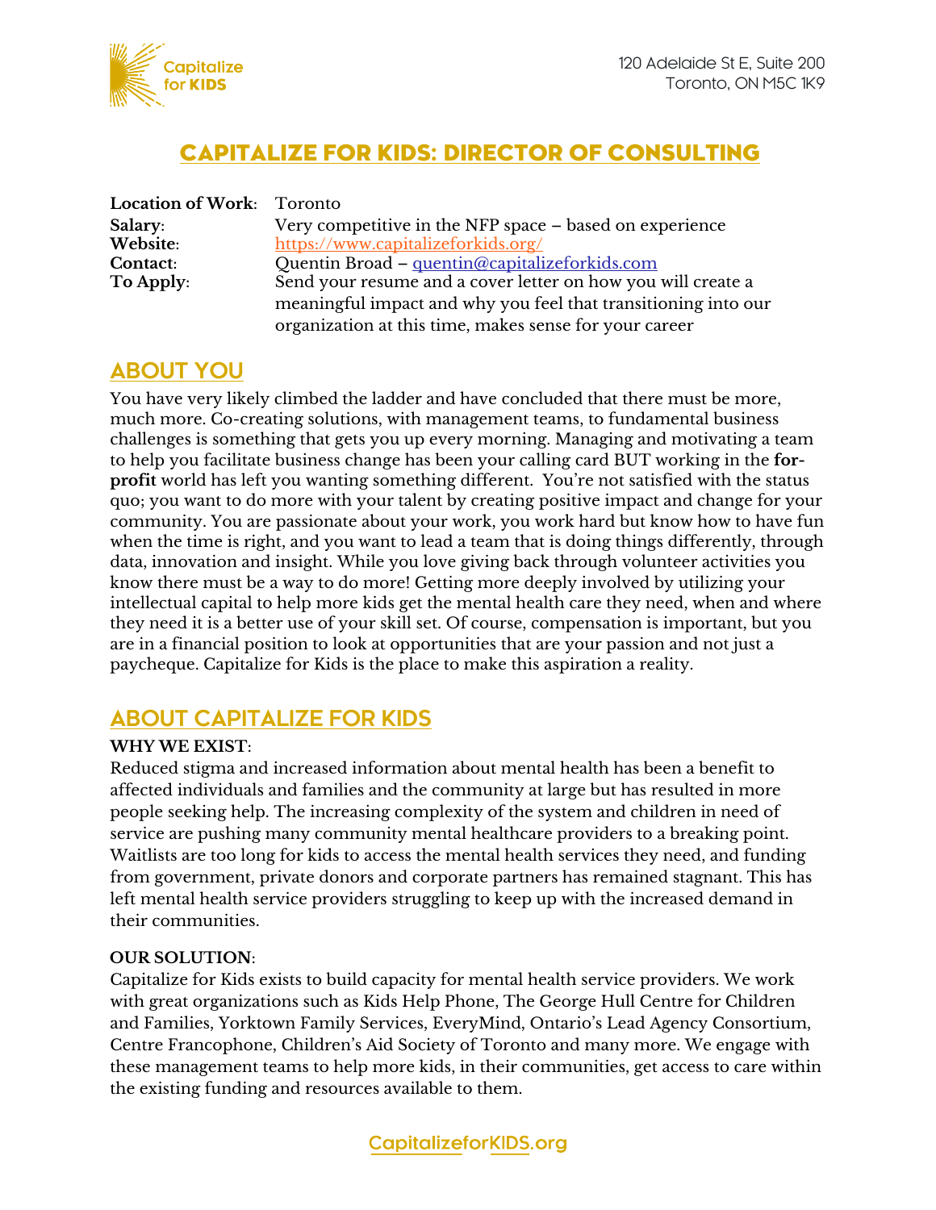Capitalize for KIDS

120 Adelaide St E, Suite 200
Toronto, ON M5C 1K9

# CAPITALIZE FOR KIDS: DIRECTOR OF CONSULTING

**Location of Work**: Toronto
**Salary**: Very competitive in the NFP space – based on experience
**Website**: https://www.capitalizeforkids.org/
**Contact**: Quentin Broad – quentin@capitalizeforkids.com
**To Apply**: Send your resume and a cover letter on how you will create a meaningful impact and why you feel that transitioning into our organization at this time, makes sense for your career

## ABOUT YOU

You have very likely climbed the ladder and have concluded that there must be more, much more. Co-creating solutions, with management teams, to fundamental business challenges is something that gets you up every morning. Managing and motivating a team to help you facilitate business change has been your calling card BUT working in the **for-profit** world has left you wanting something different. You're not satisfied with the status quo; you want to do more with your talent by creating positive impact and change for your community. You are passionate about your work, you work hard but know how to have fun when the time is right, and you want to lead a team that is doing things differently, through data, innovation and insight. While you love giving back through volunteer activities you know there must be a way to do more! Getting more deeply involved by utilizing your intellectual capital to help more kids get the mental health care they need, when and where they need it is a better use of your skill set. Of course, compensation is important, but you are in a financial position to look at opportunities that are your passion and not just a paycheque. Capitalize for Kids is the place to make this aspiration a reality.

## ABOUT CAPITALIZE FOR KIDS

**WHY WE EXIST**:

Reduced stigma and increased information about mental health has been a benefit to affected individuals and families and the community at large but has resulted in more people seeking help. The increasing complexity of the system and children in need of service are pushing many community mental healthcare providers to a breaking point. Waitlists are too long for kids to access the mental health services they need, and funding from government, private donors and corporate partners has remained stagnant. This has left mental health service providers struggling to keep up with the increased demand in their communities.

**OUR SOLUTION**:

Capitalize for Kids exists to build capacity for mental health service providers. We work with great organizations such as Kids Help Phone, The George Hull Centre for Children and Families, Yorktown Family Services, EveryMind, Ontario's Lead Agency Consortium, Centre Francophone, Children's Aid Society of Toronto and many more. We engage with these management teams to help more kids, in their communities, get access to care within the existing funding and resources available to them.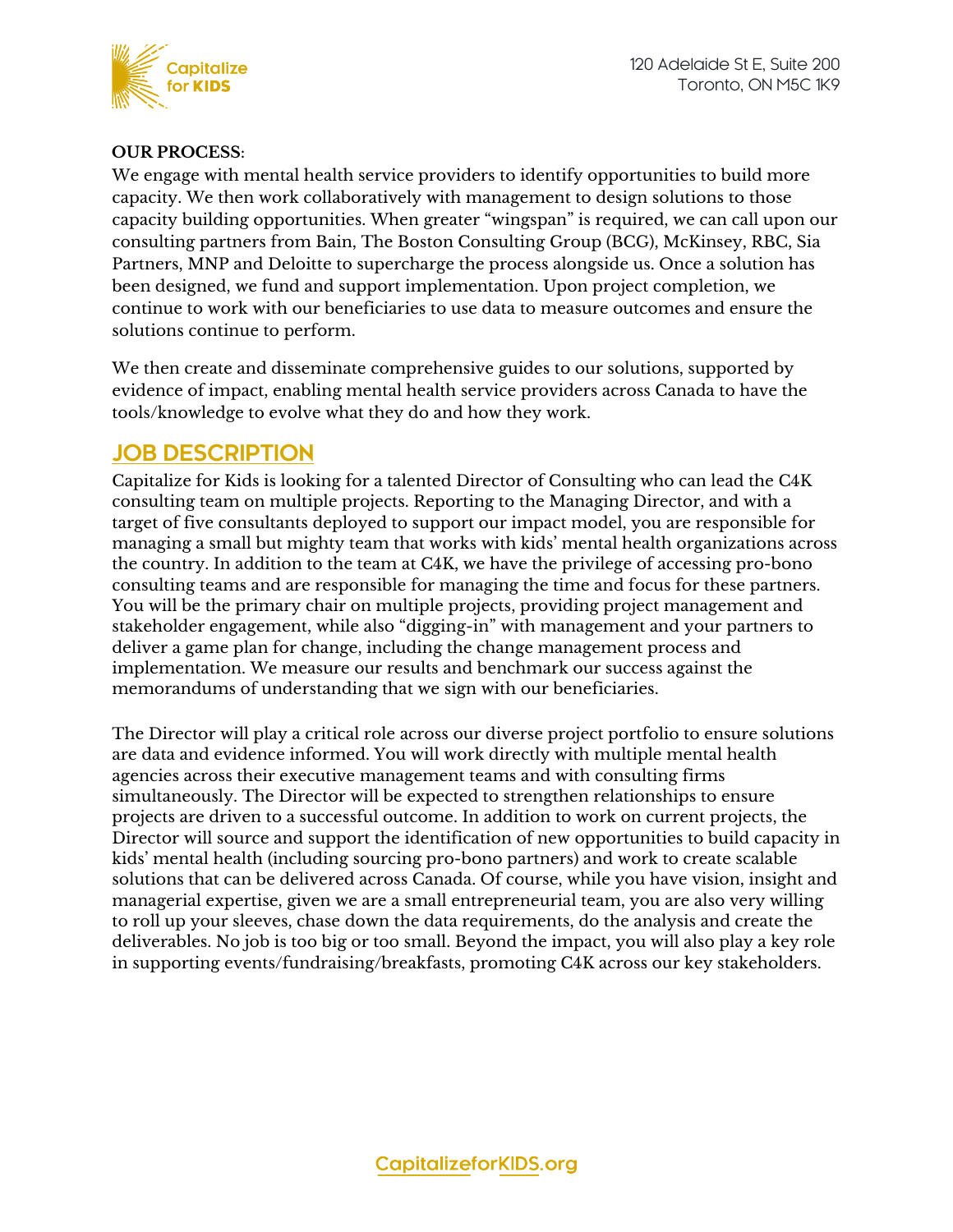**OUR PROCESS**:
We engage with mental health service providers to identify opportunities to build more capacity. We then work collaboratively with management to design solutions to those capacity building opportunities. When greater "wingspan" is required, we can call upon our consulting partners from Bain, The Boston Consulting Group (BCG), McKinsey, RBC, Sia Partners, MNP and Deloitte to supercharge the process alongside us. Once a solution has been designed, we fund and support implementation. Upon project completion, we continue to work with our beneficiaries to use data to measure outcomes and ensure the solutions continue to perform.

We then create and disseminate comprehensive guides to our solutions, supported by evidence of impact, enabling mental health service providers across Canada to have the tools/knowledge to evolve what they do and how they work.

## JOB DESCRIPTION

Capitalize for Kids is looking for a talented Director of Consulting who can lead the C4K consulting team on multiple projects. Reporting to the Managing Director, and with a target of five consultants deployed to support our impact model, you are responsible for managing a small but mighty team that works with kids' mental health organizations across the country. In addition to the team at C4K, we have the privilege of accessing pro-bono consulting teams and are responsible for managing the time and focus for these partners. You will be the primary chair on multiple projects, providing project management and stakeholder engagement, while also "digging-in" with management and your partners to deliver a game plan for change, including the change management process and implementation. We measure our results and benchmark our success against the memorandums of understanding that we sign with our beneficiaries.

The Director will play a critical role across our diverse project portfolio to ensure solutions are data and evidence informed. You will work directly with multiple mental health agencies across their executive management teams and with consulting firms simultaneously. The Director will be expected to strengthen relationships to ensure projects are driven to a successful outcome. In addition to work on current projects, the Director will source and support the identification of new opportunities to build capacity in kids' mental health (including sourcing pro-bono partners) and work to create scalable solutions that can be delivered across Canada. Of course, while you have vision, insight and managerial expertise, given we are a small entrepreneurial team, you are also very willing to roll up your sleeves, chase down the data requirements, do the analysis and create the deliverables. No job is too big or too small. Beyond the impact, you will also play a key role in supporting events/fundraising/breakfasts, promoting C4K across our key stakeholders.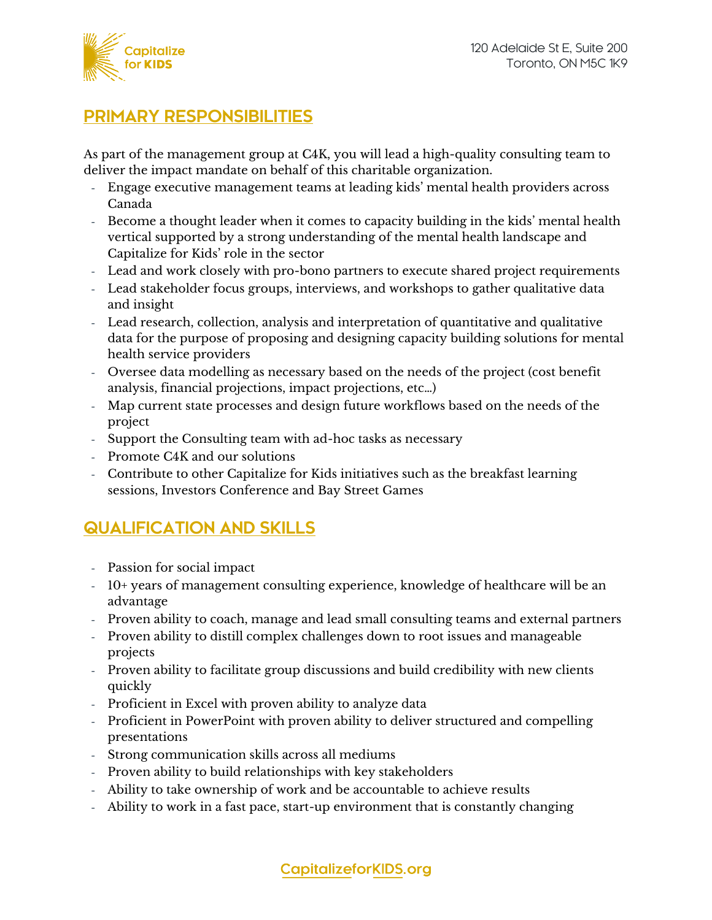## PRIMARY RESPONSIBILITIES

As part of the management group at C4K, you will lead a high-quality consulting team to deliver the impact mandate on behalf of this charitable organization.

- Engage executive management teams at leading kids' mental health providers across Canada
- Become a thought leader when it comes to capacity building in the kids' mental health vertical supported by a strong understanding of the mental health landscape and Capitalize for Kids' role in the sector
- Lead and work closely with pro-bono partners to execute shared project requirements
- Lead stakeholder focus groups, interviews, and workshops to gather qualitative data and insight
- Lead research, collection, analysis and interpretation of quantitative and qualitative data for the purpose of proposing and designing capacity building solutions for mental health service providers
- Oversee data modelling as necessary based on the needs of the project (cost benefit analysis, financial projections, impact projections, etc…)
- Map current state processes and design future workflows based on the needs of the project
- Support the Consulting team with ad-hoc tasks as necessary
- Promote C4K and our solutions
- Contribute to other Capitalize for Kids initiatives such as the breakfast learning sessions, Investors Conference and Bay Street Games

## QUALIFICATION AND SKILLS

- Passion for social impact
- 10+ years of management consulting experience, knowledge of healthcare will be an advantage
- Proven ability to coach, manage and lead small consulting teams and external partners
- Proven ability to distill complex challenges down to root issues and manageable projects
- Proven ability to facilitate group discussions and build credibility with new clients quickly
- Proficient in Excel with proven ability to analyze data
- Proficient in PowerPoint with proven ability to deliver structured and compelling presentations
- Strong communication skills across all mediums
- Proven ability to build relationships with key stakeholders
- Ability to take ownership of work and be accountable to achieve results
- Ability to work in a fast pace, start-up environment that is constantly changing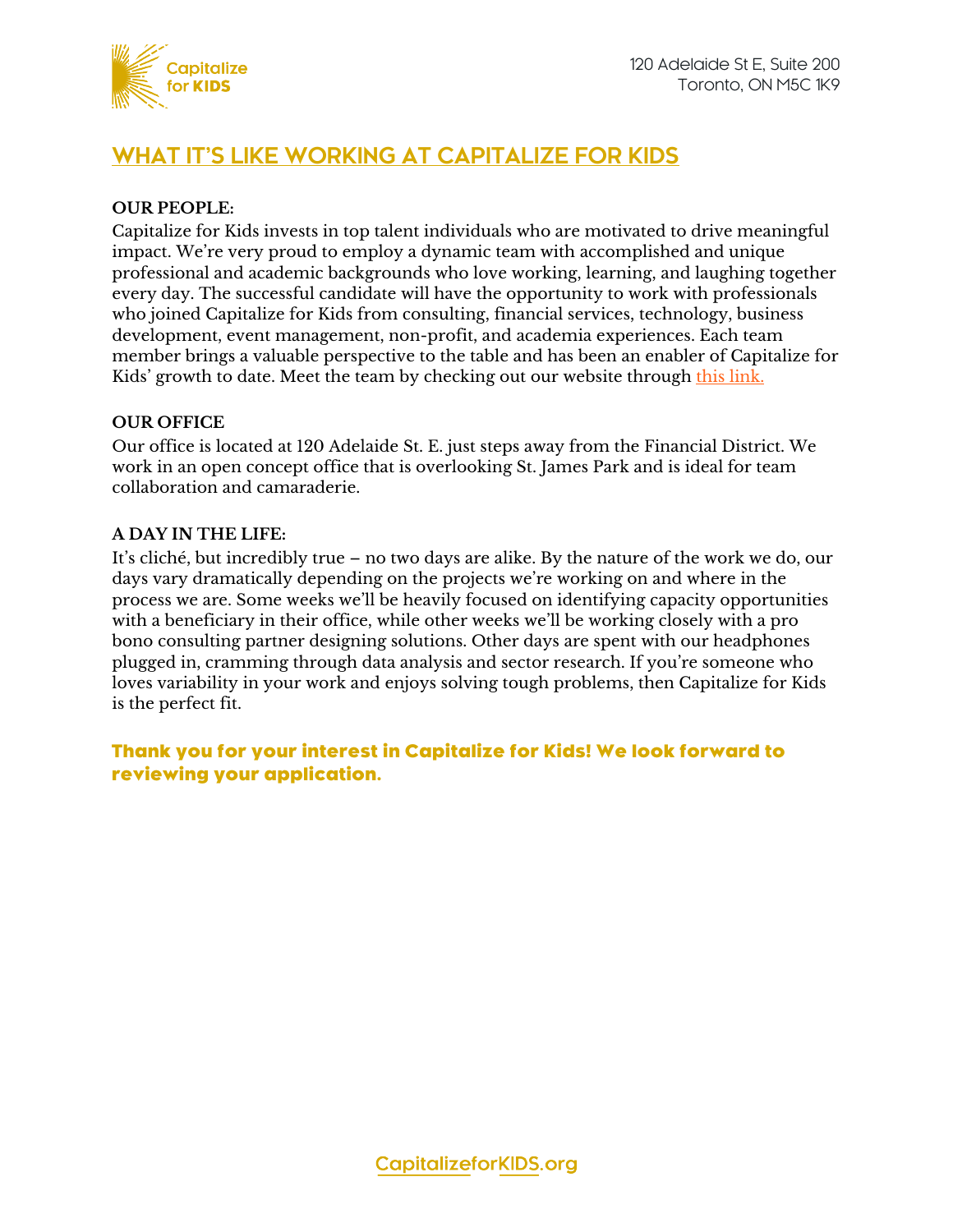# WHAT IT'S LIKE WORKING AT CAPITALIZE FOR KIDS

**OUR PEOPLE:**

Capitalize for Kids invests in top talent individuals who are motivated to drive meaningful impact. We're very proud to employ a dynamic team with accomplished and unique professional and academic backgrounds who love working, learning, and laughing together every day. The successful candidate will have the opportunity to work with professionals who joined Capitalize for Kids from consulting, financial services, technology, business development, event management, non-profit, and academia experiences. Each team member brings a valuable perspective to the table and has been an enabler of Capitalize for Kids' growth to date. Meet the team by checking out our website through this link.

**OUR OFFICE**

Our office is located at 120 Adelaide St. E. just steps away from the Financial District. We work in an open concept office that is overlooking St. James Park and is ideal for team collaboration and camaraderie.

**A DAY IN THE LIFE:**

It's cliché, but incredibly true – no two days are alike. By the nature of the work we do, our days vary dramatically depending on the projects we're working on and where in the process we are. Some weeks we'll be heavily focused on identifying capacity opportunities with a beneficiary in their office, while other weeks we'll be working closely with a pro bono consulting partner designing solutions. Other days are spent with our headphones plugged in, cramming through data analysis and sector research. If you're someone who loves variability in your work and enjoys solving tough problems, then Capitalize for Kids is the perfect fit.

**Thank you for your interest in Capitalize for Kids! We look forward to reviewing your application.**